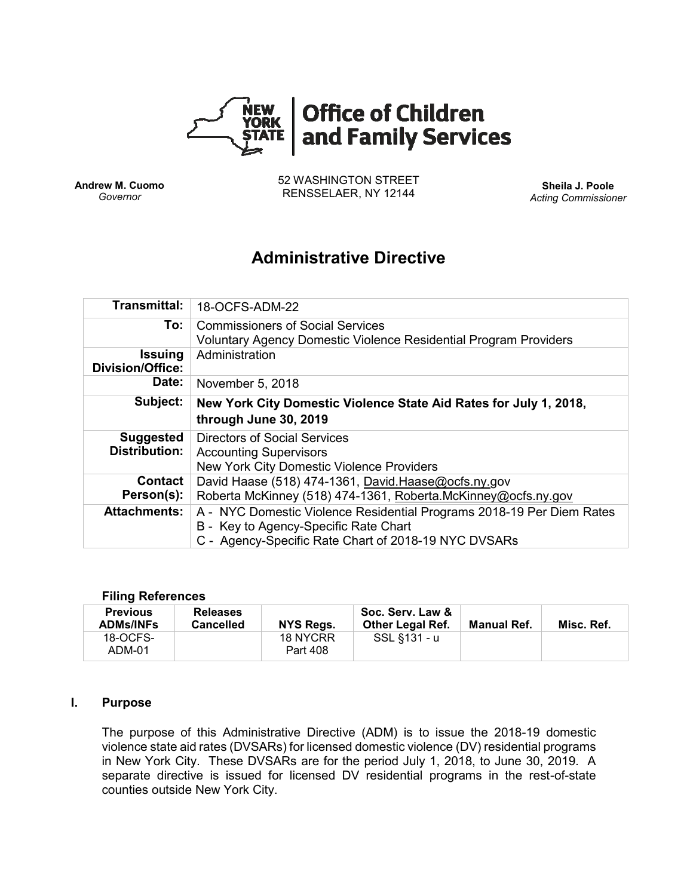**New York State | Office of Children and Family Services**

**Andrew M. Cuomo**
*Governor*

52 WASHINGTON STREET
RENSSELAER, NY 12144

**Sheila J. Poole**
*Acting Commissioner*

# Administrative Directive

| | |
|---|---|
| **Transmittal:** | 18-OCFS-ADM-22 |
| **To:** | Commissioners of Social Services<br>Voluntary Agency Domestic Violence Residential Program Providers |
| **Issuing Division/Office:** | Administration |
| **Date:** | November 5, 2018 |
| **Subject:** | **New York City Domestic Violence State Aid Rates for July 1, 2018, through June 30, 2019** |
| **Suggested Distribution:** | Directors of Social Services<br>Accounting Supervisors<br>New York City Domestic Violence Providers |
| **Contact Person(s):** | David Haase (518) 474-1361, David.Haase@ocfs.ny.gov<br>Roberta McKinney (518) 474-1361, Roberta.McKinney@ocfs.ny.gov |
| **Attachments:** | A - NYC Domestic Violence Residential Programs 2018-19 Per Diem Rates<br>B - Key to Agency-Specific Rate Chart<br>C - Agency-Specific Rate Chart of 2018-19 NYC DVSARs |

### Filing References

| Previous ADMs/INFs | Releases Cancelled | NYS Regs. | Soc. Serv. Law & Other Legal Ref. | Manual Ref. | Misc. Ref. |
|---|---|---|---|---|---|
| 18-OCFS-ADM-01 | | 18 NYCRR Part 408 | SSL §131 - u | | |

## I. Purpose

The purpose of this Administrative Directive (ADM) is to issue the 2018-19 domestic violence state aid rates (DVSARs) for licensed domestic violence (DV) residential programs in New York City. These DVSARs are for the period July 1, 2018, to June 30, 2019. A separate directive is issued for licensed DV residential programs in the rest-of-state counties outside New York City.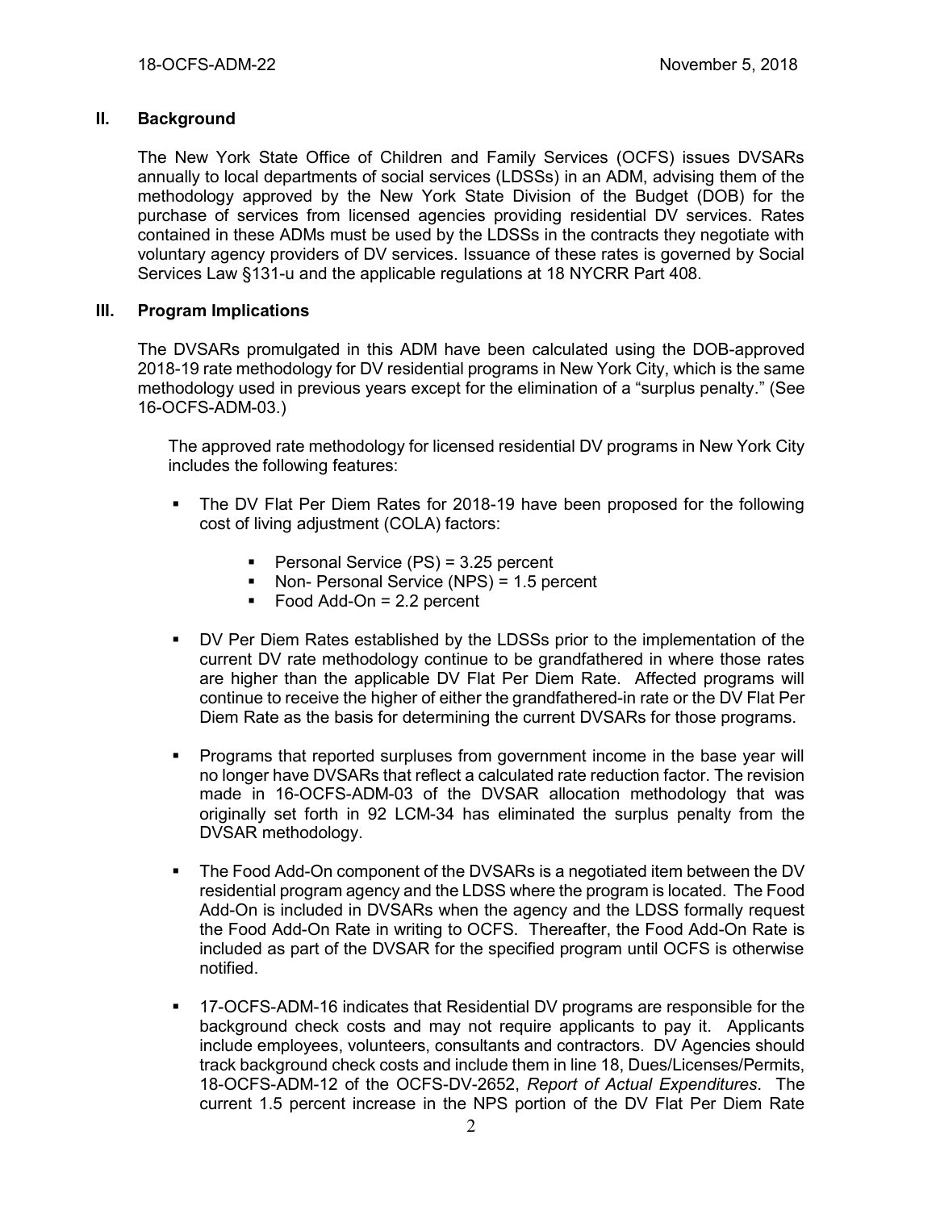## II. Background

The New York State Office of Children and Family Services (OCFS) issues DVSARs annually to local departments of social services (LDSSs) in an ADM, advising them of the methodology approved by the New York State Division of the Budget (DOB) for the purchase of services from licensed agencies providing residential DV services. Rates contained in these ADMs must be used by the LDSSs in the contracts they negotiate with voluntary agency providers of DV services. Issuance of these rates is governed by Social Services Law §131-u and the applicable regulations at 18 NYCRR Part 408.

## III. Program Implications

The DVSARs promulgated in this ADM have been calculated using the DOB-approved 2018-19 rate methodology for DV residential programs in New York City, which is the same methodology used in previous years except for the elimination of a "surplus penalty." (See 16-OCFS-ADM-03.)

The approved rate methodology for licensed residential DV programs in New York City includes the following features:

- The DV Flat Per Diem Rates for 2018-19 have been proposed for the following cost of living adjustment (COLA) factors:
  - Personal Service (PS) = 3.25 percent
  - Non- Personal Service (NPS) = 1.5 percent
  - Food Add-On = 2.2 percent
- DV Per Diem Rates established by the LDSSs prior to the implementation of the current DV rate methodology continue to be grandfathered in where those rates are higher than the applicable DV Flat Per Diem Rate. Affected programs will continue to receive the higher of either the grandfathered-in rate or the DV Flat Per Diem Rate as the basis for determining the current DVSARs for those programs.
- Programs that reported surpluses from government income in the base year will no longer have DVSARs that reflect a calculated rate reduction factor. The revision made in 16-OCFS-ADM-03 of the DVSAR allocation methodology that was originally set forth in 92 LCM-34 has eliminated the surplus penalty from the DVSAR methodology.
- The Food Add-On component of the DVSARs is a negotiated item between the DV residential program agency and the LDSS where the program is located. The Food Add-On is included in DVSARs when the agency and the LDSS formally request the Food Add-On Rate in writing to OCFS. Thereafter, the Food Add-On Rate is included as part of the DVSAR for the specified program until OCFS is otherwise notified.
- 17-OCFS-ADM-16 indicates that Residential DV programs are responsible for the background check costs and may not require applicants to pay it. Applicants include employees, volunteers, consultants and contractors. DV Agencies should track background check costs and include them in line 18, Dues/Licenses/Permits, 18-OCFS-ADM-12 of the OCFS-DV-2652, *Report of Actual Expenditures*. The current 1.5 percent increase in the NPS portion of the DV Flat Per Diem Rate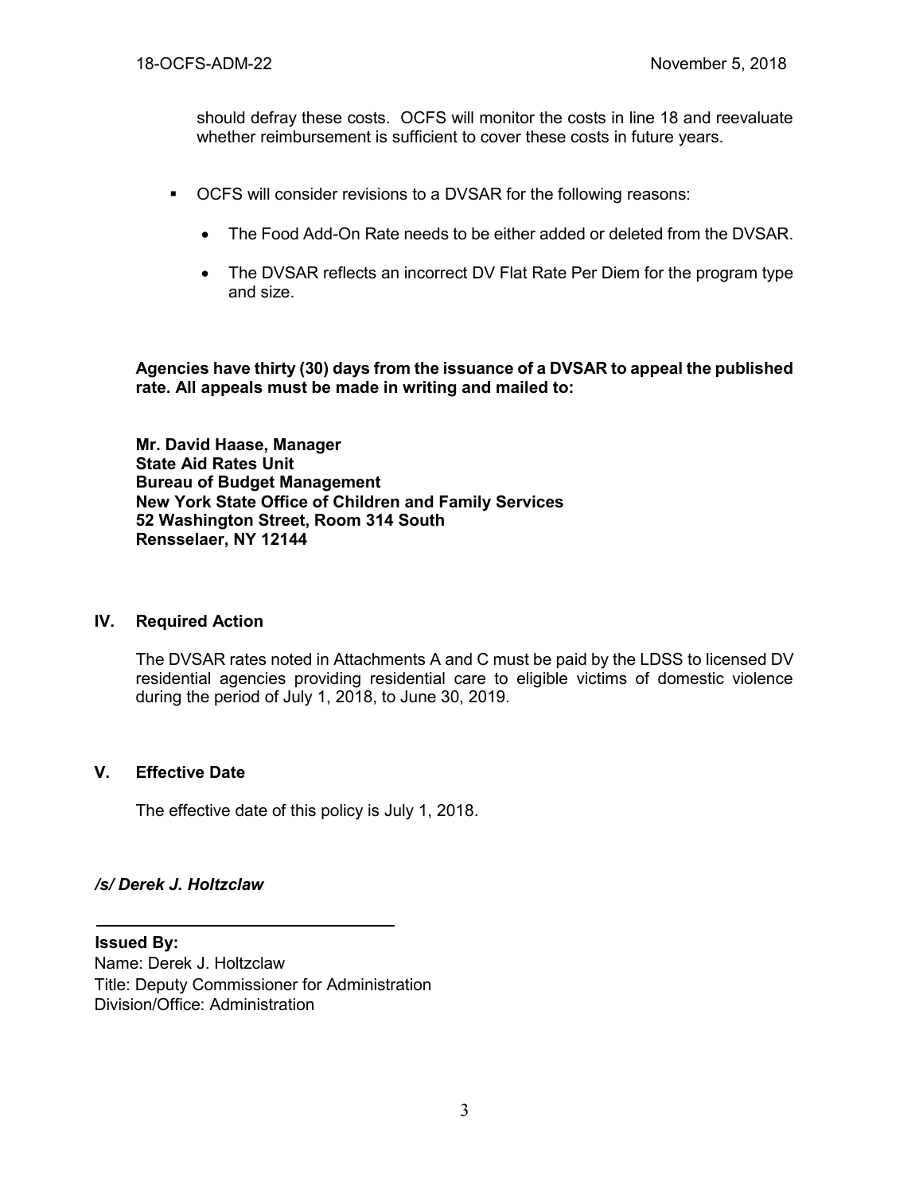should defray these costs. OCFS will monitor the costs in line 18 and reevaluate whether reimbursement is sufficient to cover these costs in future years.

- OCFS will consider revisions to a DVSAR for the following reasons:
  - The Food Add-On Rate needs to be either added or deleted from the DVSAR.
  - The DVSAR reflects an incorrect DV Flat Rate Per Diem for the program type and size.

**Agencies have thirty (30) days from the issuance of a DVSAR to appeal the published rate. All appeals must be made in writing and mailed to:**

**Mr. David Haase, Manager**
**State Aid Rates Unit**
**Bureau of Budget Management**
**New York State Office of Children and Family Services**
**52 Washington Street, Room 314 South**
**Rensselaer, NY 12144**

## IV. Required Action

The DVSAR rates noted in Attachments A and C must be paid by the LDSS to licensed DV residential agencies providing residential care to eligible victims of domestic violence during the period of July 1, 2018, to June 30, 2019.

## V. Effective Date

The effective date of this policy is July 1, 2018.

***/s/ Derek J. Holtzclaw***

**Issued By:**
Name: Derek J. Holtzclaw
Title: Deputy Commissioner for Administration
Division/Office: Administration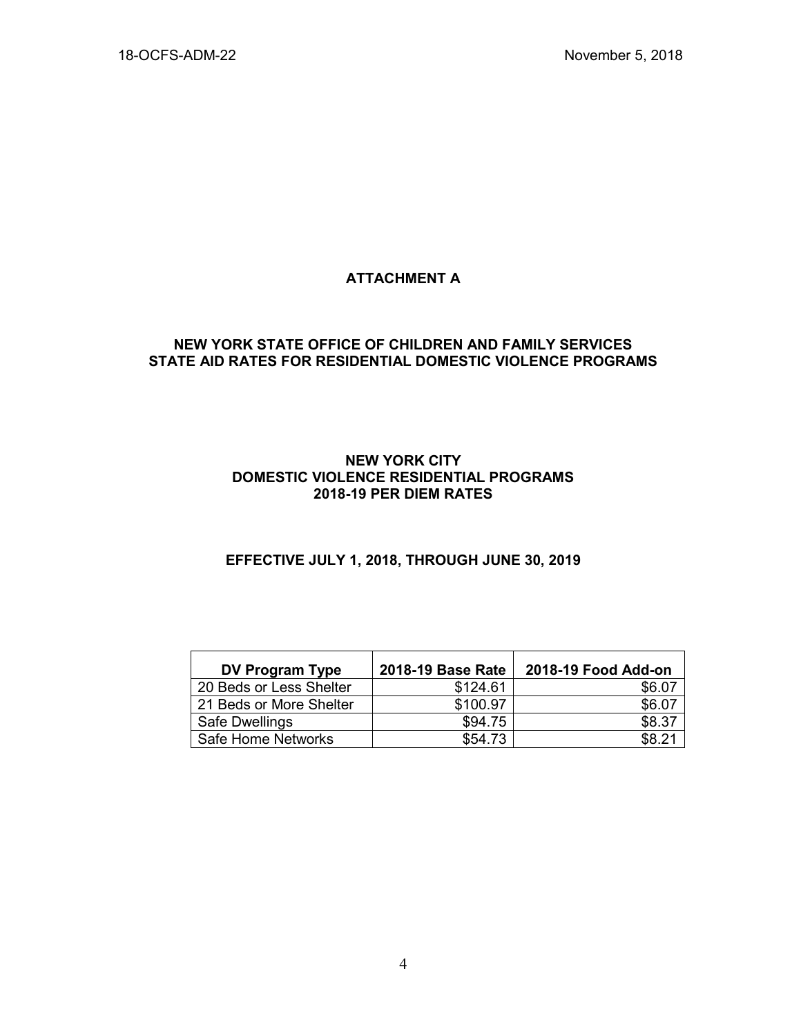## ATTACHMENT A

## NEW YORK STATE OFFICE OF CHILDREN AND FAMILY SERVICES STATE AID RATES FOR RESIDENTIAL DOMESTIC VIOLENCE PROGRAMS

### NEW YORK CITY DOMESTIC VIOLENCE RESIDENTIAL PROGRAMS 2018-19 PER DIEM RATES

### EFFECTIVE JULY 1, 2018, THROUGH JUNE 30, 2019

| DV Program Type | 2018-19 Base Rate | 2018-19 Food Add-on |
|---|---:|---:|
| 20 Beds or Less Shelter | $124.61 | $6.07 |
| 21 Beds or More Shelter | $100.97 | $6.07 |
| Safe Dwellings | $94.75 | $8.37 |
| Safe Home Networks | $54.73 | $8.21 |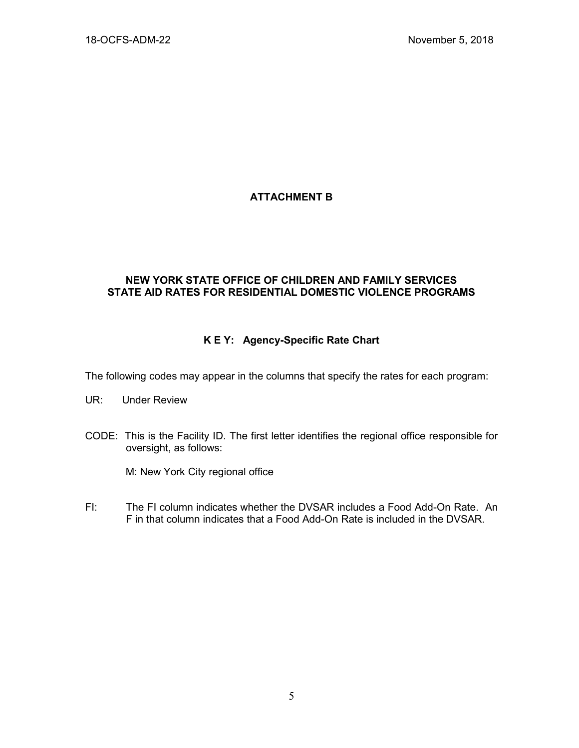# ATTACHMENT B

## NEW YORK STATE OFFICE OF CHILDREN AND FAMILY SERVICES STATE AID RATES FOR RESIDENTIAL DOMESTIC VIOLENCE PROGRAMS

### K E Y: Agency-Specific Rate Chart

The following codes may appear in the columns that specify the rates for each program:

UR: Under Review

CODE: This is the Facility ID. The first letter identifies the regional office responsible for oversight, as follows:

M: New York City regional office

FI: The FI column indicates whether the DVSAR includes a Food Add-On Rate. An F in that column indicates that a Food Add-On Rate is included in the DVSAR.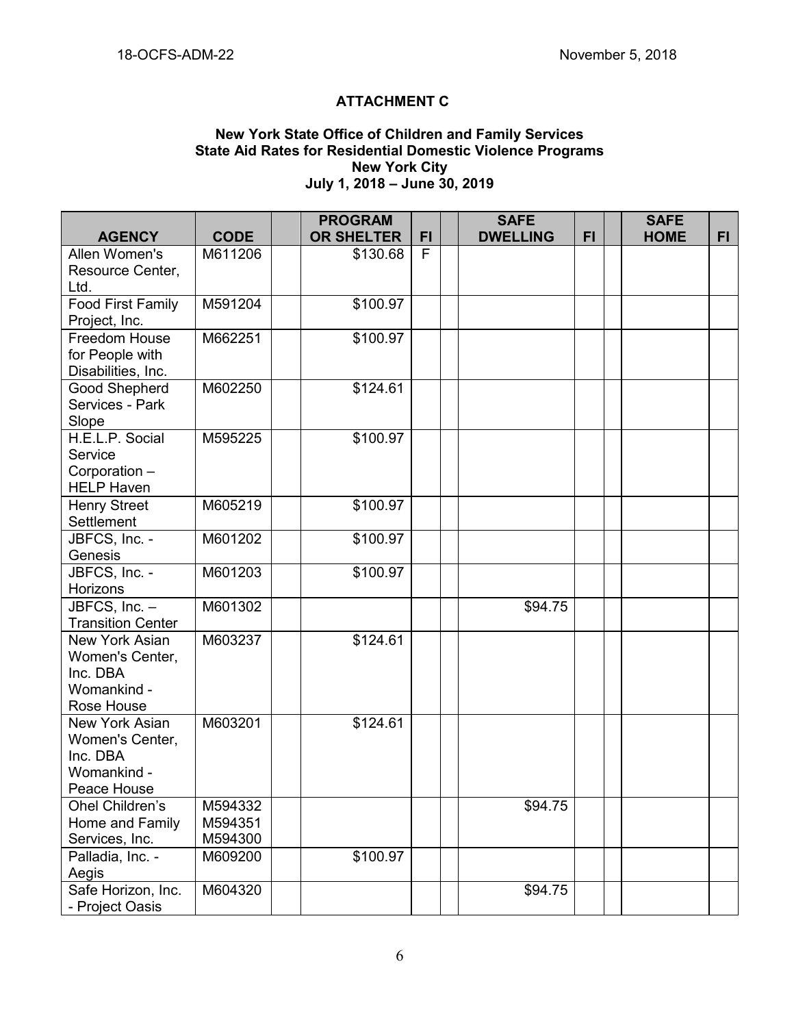**ATTACHMENT C**

**New York State Office of Children and Family Services**
**State Aid Rates for Residential Domestic Violence Programs**
**New York City**
**July 1, 2018 – June 30, 2019**

| AGENCY | CODE | | PROGRAM OR SHELTER | FI | | SAFE DWELLING | FI | | SAFE HOME | FI |
|---|---|---|---|---|---|---|---|---|---|---|
| Allen Women's Resource Center, Ltd. | M611206 | | $130.68 | F | | | | | | |
| Food First Family Project, Inc. | M591204 | | $100.97 | | | | | | | |
| Freedom House for People with Disabilities, Inc. | M662251 | | $100.97 | | | | | | | |
| Good Shepherd Services - Park Slope | M602250 | | $124.61 | | | | | | | |
| H.E.L.P. Social Service Corporation – HELP Haven | M595225 | | $100.97 | | | | | | | |
| Henry Street Settlement | M605219 | | $100.97 | | | | | | | |
| JBFCS, Inc. - Genesis | M601202 | | $100.97 | | | | | | | |
| JBFCS, Inc. - Horizons | M601203 | | $100.97 | | | | | | | |
| JBFCS, Inc. – Transition Center | M601302 | | | | | $94.75 | | | | |
| New York Asian Women's Center, Inc. DBA Womankind - Rose House | M603237 | | $124.61 | | | | | | | |
| New York Asian Women's Center, Inc. DBA Womankind - Peace House | M603201 | | $124.61 | | | | | | | |
| Ohel Children's Home and Family Services, Inc. | M594332 M594351 M594300 | | | | | $94.75 | | | | |
| Palladia, Inc. - Aegis | M609200 | | $100.97 | | | | | | | |
| Safe Horizon, Inc. - Project Oasis | M604320 | | | | | $94.75 | | | | |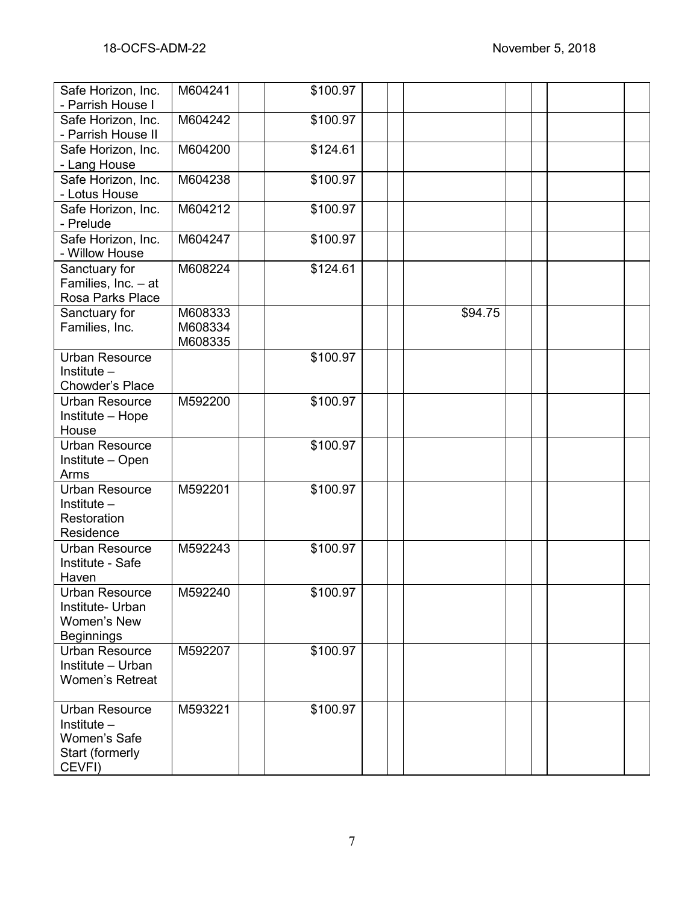| | | | | | | | | | | |
|---|---|---|---|---|---|---|---|---|---|---|
| Safe Horizon, Inc. - Parrish House I | M604241 | | $100.97 | | | | | | | |
| Safe Horizon, Inc. - Parrish House II | M604242 | | $100.97 | | | | | | | |
| Safe Horizon, Inc. - Lang House | M604200 | | $124.61 | | | | | | | |
| Safe Horizon, Inc. - Lotus House | M604238 | | $100.97 | | | | | | | |
| Safe Horizon, Inc. - Prelude | M604212 | | $100.97 | | | | | | | |
| Safe Horizon, Inc. - Willow House | M604247 | | $100.97 | | | | | | | |
| Sanctuary for Families, Inc. – at Rosa Parks Place | M608224 | | $124.61 | | | | | | | |
| Sanctuary for Families, Inc. | M608333 M608334 M608335 | | | | | $94.75 | | | | |
| Urban Resource Institute – Chowder's Place | | | $100.97 | | | | | | | |
| Urban Resource Institute – Hope House | M592200 | | $100.97 | | | | | | | |
| Urban Resource Institute – Open Arms | | | $100.97 | | | | | | | |
| Urban Resource Institute – Restoration Residence | M592201 | | $100.97 | | | | | | | |
| Urban Resource Institute - Safe Haven | M592243 | | $100.97 | | | | | | | |
| Urban Resource Institute- Urban Women's New Beginnings | M592240 | | $100.97 | | | | | | | |
| Urban Resource Institute – Urban Women's Retreat | M592207 | | $100.97 | | | | | | | |
| Urban Resource Institute – Women's Safe Start (formerly CEVFI) | M593221 | | $100.97 | | | | | | | |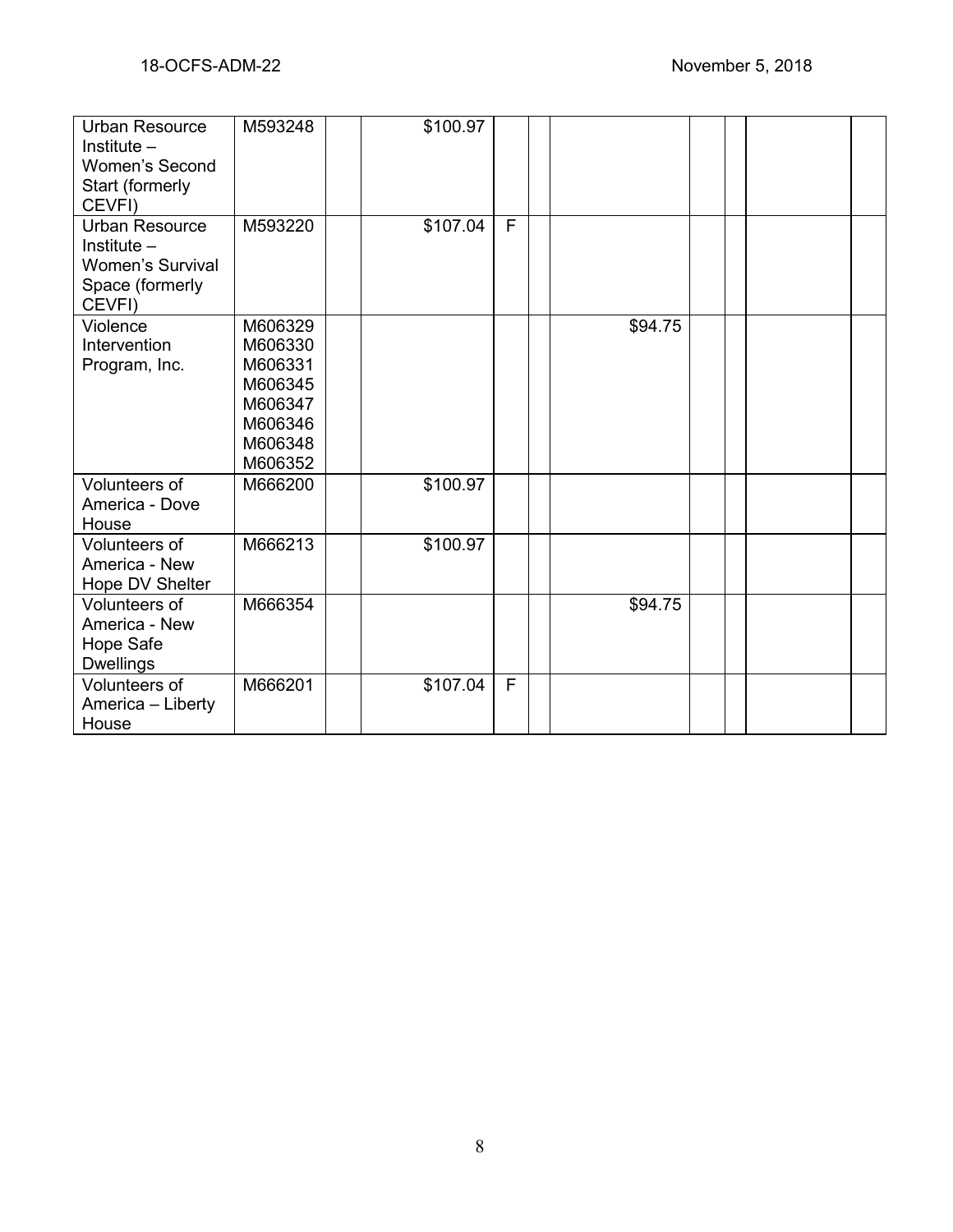| | | | | | | | | | | |
|---|---|---|---|---|---|---|---|---|---|---|
| Urban Resource Institute – Women's Second Start (formerly CEVFI) | M593248 | | $100.97 | | | | | | | |
| Urban Resource Institute – Women's Survival Space (formerly CEVFI) | M593220 | | $107.04 | F | | | | | | |
| Violence Intervention Program, Inc. | M606329<br>M606330<br>M606331<br>M606345<br>M606347<br>M606346<br>M606348<br>M606352 | | | | | $94.75 | | | | |
| Volunteers of America - Dove House | M666200 | | $100.97 | | | | | | | |
| Volunteers of America - New Hope DV Shelter | M666213 | | $100.97 | | | | | | | |
| Volunteers of America - New Hope Safe Dwellings | M666354 | | | | | $94.75 | | | | |
| Volunteers of America – Liberty House | M666201 | | $107.04 | F | | | | | | |